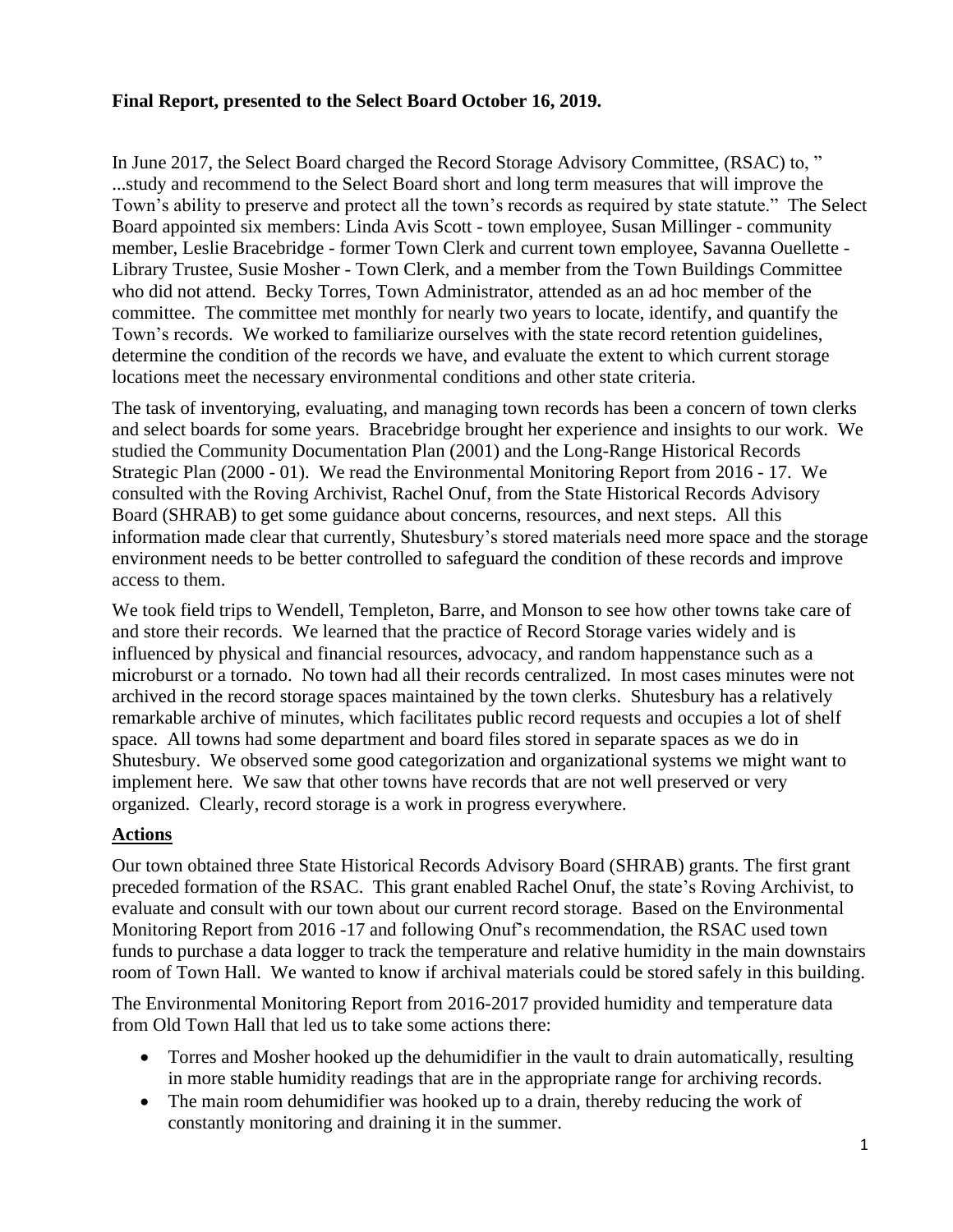**Final Report, presented to the Select Board October 16, 2019.**

In June 2017, the Select Board charged the Record Storage Advisory Committee, (RSAC) to, " ...study and recommend to the Select Board short and long term measures that will improve the Town's ability to preserve and protect all the town's records as required by state statute." The Select Board appointed six members: Linda Avis Scott - town employee, Susan Millinger - community member, Leslie Bracebridge - former Town Clerk and current town employee, Savanna Ouellette - Library Trustee, Susie Mosher - Town Clerk, and a member from the Town Buildings Committee who did not attend. Becky Torres, Town Administrator, attended as an ad hoc member of the committee. The committee met monthly for nearly two years to locate, identify, and quantify the Town's records. We worked to familiarize ourselves with the state record retention guidelines, determine the condition of the records we have, and evaluate the extent to which current storage locations meet the necessary environmental conditions and other state criteria.

The task of inventorying, evaluating, and managing town records has been a concern of town clerks and select boards for some years. Bracebridge brought her experience and insights to our work. We studied the Community Documentation Plan (2001) and the Long-Range Historical Records Strategic Plan (2000 - 01). We read the Environmental Monitoring Report from 2016 - 17. We consulted with the Roving Archivist, Rachel Onuf, from the State Historical Records Advisory Board (SHRAB) to get some guidance about concerns, resources, and next steps. All this information made clear that currently, Shutesbury's stored materials need more space and the storage environment needs to be better controlled to safeguard the condition of these records and improve access to them.

We took field trips to Wendell, Templeton, Barre, and Monson to see how other towns take care of and store their records. We learned that the practice of Record Storage varies widely and is influenced by physical and financial resources, advocacy, and random happenstance such as a microburst or a tornado. No town had all their records centralized. In most cases minutes were not archived in the record storage spaces maintained by the town clerks. Shutesbury has a relatively remarkable archive of minutes, which facilitates public record requests and occupies a lot of shelf space. All towns had some department and board files stored in separate spaces as we do in Shutesbury. We observed some good categorization and organizational systems we might want to implement here. We saw that other towns have records that are not well preserved or very organized. Clearly, record storage is a work in progress everywhere.

## Actions

Our town obtained three State Historical Records Advisory Board (SHRAB) grants. The first grant preceded formation of the RSAC. This grant enabled Rachel Onuf, the state's Roving Archivist, to evaluate and consult with our town about our current record storage. Based on the Environmental Monitoring Report from 2016 -17 and following Onuf's recommendation, the RSAC used town funds to purchase a data logger to track the temperature and relative humidity in the main downstairs room of Town Hall. We wanted to know if archival materials could be stored safely in this building.

The Environmental Monitoring Report from 2016-2017 provided humidity and temperature data from Old Town Hall that led us to take some actions there:

- Torres and Mosher hooked up the dehumidifier in the vault to drain automatically, resulting in more stable humidity readings that are in the appropriate range for archiving records.
- The main room dehumidifier was hooked up to a drain, thereby reducing the work of constantly monitoring and draining it in the summer.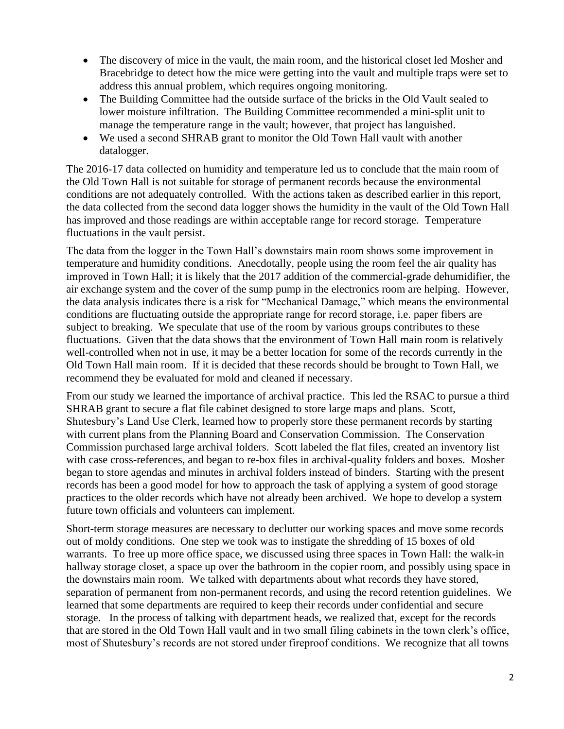- The discovery of mice in the vault, the main room, and the historical closet led Mosher and Bracebridge to detect how the mice were getting into the vault and multiple traps were set to address this annual problem, which requires ongoing monitoring.
- The Building Committee had the outside surface of the bricks in the Old Vault sealed to lower moisture infiltration. The Building Committee recommended a mini-split unit to manage the temperature range in the vault; however, that project has languished.
- We used a second SHRAB grant to monitor the Old Town Hall vault with another datalogger.

The 2016-17 data collected on humidity and temperature led us to conclude that the main room of the Old Town Hall is not suitable for storage of permanent records because the environmental conditions are not adequately controlled. With the actions taken as described earlier in this report, the data collected from the second data logger shows the humidity in the vault of the Old Town Hall has improved and those readings are within acceptable range for record storage. Temperature fluctuations in the vault persist.

The data from the logger in the Town Hall's downstairs main room shows some improvement in temperature and humidity conditions. Anecdotally, people using the room feel the air quality has improved in Town Hall; it is likely that the 2017 addition of the commercial-grade dehumidifier, the air exchange system and the cover of the sump pump in the electronics room are helping. However, the data analysis indicates there is a risk for "Mechanical Damage," which means the environmental conditions are fluctuating outside the appropriate range for record storage, i.e. paper fibers are subject to breaking. We speculate that use of the room by various groups contributes to these fluctuations. Given that the data shows that the environment of Town Hall main room is relatively well-controlled when not in use, it may be a better location for some of the records currently in the Old Town Hall main room. If it is decided that these records should be brought to Town Hall, we recommend they be evaluated for mold and cleaned if necessary.

From our study we learned the importance of archival practice. This led the RSAC to pursue a third SHRAB grant to secure a flat file cabinet designed to store large maps and plans. Scott, Shutesbury's Land Use Clerk, learned how to properly store these permanent records by starting with current plans from the Planning Board and Conservation Commission. The Conservation Commission purchased large archival folders. Scott labeled the flat files, created an inventory list with case cross-references, and began to re-box files in archival-quality folders and boxes. Mosher began to store agendas and minutes in archival folders instead of binders. Starting with the present records has been a good model for how to approach the task of applying a system of good storage practices to the older records which have not already been archived. We hope to develop a system future town officials and volunteers can implement.

Short-term storage measures are necessary to declutter our working spaces and move some records out of moldy conditions. One step we took was to instigate the shredding of 15 boxes of old warrants. To free up more office space, we discussed using three spaces in Town Hall: the walk-in hallway storage closet, a space up over the bathroom in the copier room, and possibly using space in the downstairs main room. We talked with departments about what records they have stored, separation of permanent from non-permanent records, and using the record retention guidelines. We learned that some departments are required to keep their records under confidential and secure storage. In the process of talking with department heads, we realized that, except for the records that are stored in the Old Town Hall vault and in two small filing cabinets in the town clerk's office, most of Shutesbury's records are not stored under fireproof conditions. We recognize that all towns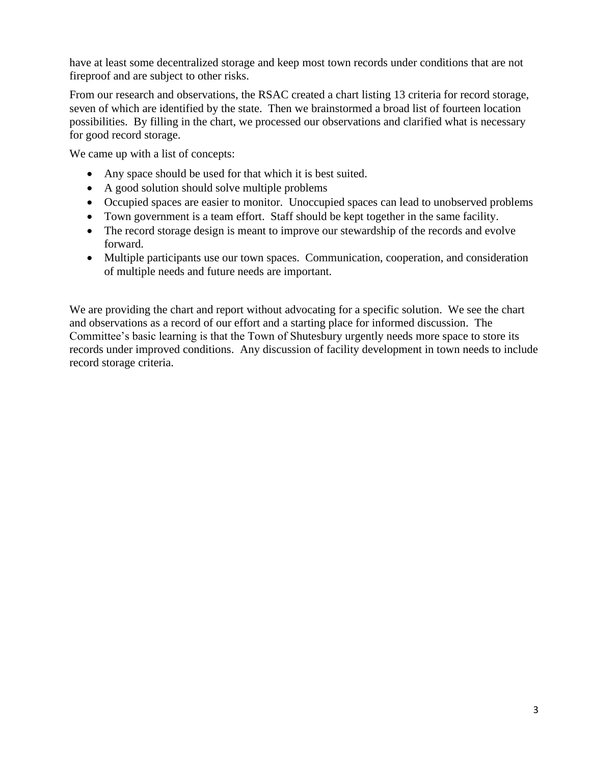have at least some decentralized storage and keep most town records under conditions that are not fireproof and are subject to other risks.

From our research and observations, the RSAC created a chart listing 13 criteria for record storage, seven of which are identified by the state. Then we brainstormed a broad list of fourteen location possibilities. By filling in the chart, we processed our observations and clarified what is necessary for good record storage.

We came up with a list of concepts:

- Any space should be used for that which it is best suited.
- A good solution should solve multiple problems
- Occupied spaces are easier to monitor. Unoccupied spaces can lead to unobserved problems
- Town government is a team effort. Staff should be kept together in the same facility.
- The record storage design is meant to improve our stewardship of the records and evolve forward.
- Multiple participants use our town spaces. Communication, cooperation, and consideration of multiple needs and future needs are important.

We are providing the chart and report without advocating for a specific solution. We see the chart and observations as a record of our effort and a starting place for informed discussion. The Committee's basic learning is that the Town of Shutesbury urgently needs more space to store its records under improved conditions. Any discussion of facility development in town needs to include record storage criteria.